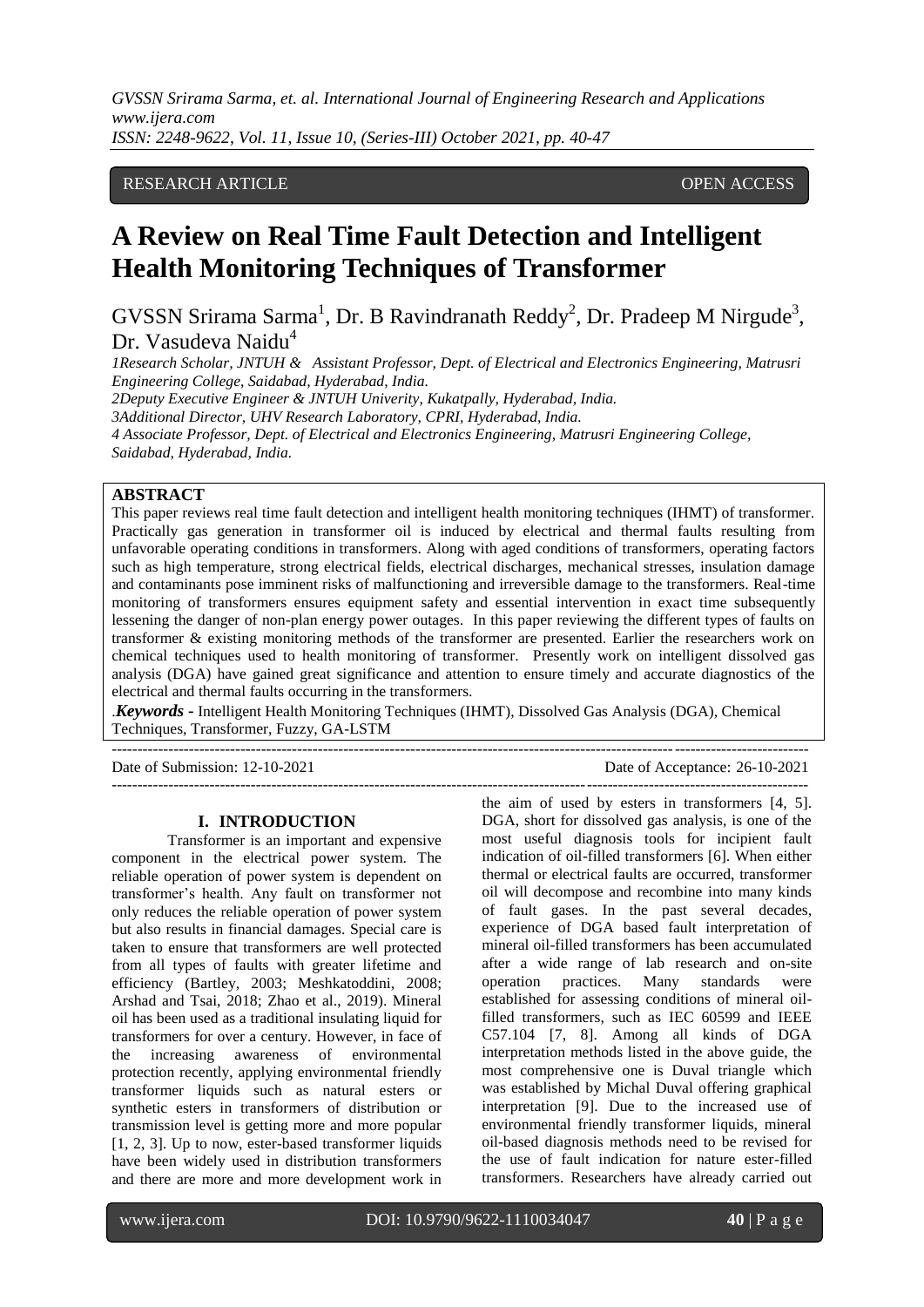RESEARCH ARTICLE OPEN ACCESS

# A Review on Real Time Fault Detection and Intelligent Health Monitoring Techniques of Transformer

GVSSN Srirama Sarma[1], Dr. B Ravindranath Reddy[2], Dr. Pradeep M Nirgude[3], Dr. Vasudeva Naidu[4]

*1Research Scholar, JNTUH & Assistant Professor, Dept. of Electrical and Electronics Engineering, Matrusri Engineering College, Saidabad, Hyderabad, India.*
*2Deputy Executive Engineer & JNTUH Univerity, Kukatpally, Hyderabad, India.*
*3Additional Director, UHV Research Laboratory, CPRI, Hyderabad, India.*
*4 Associate Professor, Dept. of Electrical and Electronics Engineering, Matrusri Engineering College, Saidabad, Hyderabad, India.*

## ABSTRACT

This paper reviews real time fault detection and intelligent health monitoring techniques (IHMT) of transformer. Practically gas generation in transformer oil is induced by electrical and thermal faults resulting from unfavorable operating conditions in transformers. Along with aged conditions of transformers, operating factors such as high temperature, strong electrical fields, electrical discharges, mechanical stresses, insulation damage and contaminants pose imminent risks of malfunctioning and irreversible damage to the transformers. Real-time monitoring of transformers ensures equipment safety and essential intervention in exact time subsequently lessening the danger of non-plan energy power outages. In this paper reviewing the different types of faults on transformer & existing monitoring methods of the transformer are presented. Earlier the researchers work on chemical techniques used to health monitoring of transformer. Presently work on intelligent dissolved gas analysis (DGA) have gained great significance and attention to ensure timely and accurate diagnostics of the electrical and thermal faults occurring in the transformers.

.***Keywords -*** Intelligent Health Monitoring Techniques (IHMT), Dissolved Gas Analysis (DGA), Chemical Techniques, Transformer, Fuzzy, GA-LSTM

---

Date of Submission: 12-10-2021 Date of Acceptance: 26-10-2021

---

## I. INTRODUCTION

Transformer is an important and expensive component in the electrical power system. The reliable operation of power system is dependent on transformer's health. Any fault on transformer not only reduces the reliable operation of power system but also results in financial damages. Special care is taken to ensure that transformers are well protected from all types of faults with greater lifetime and efficiency (Bartley, 2003; Meshkatoddini, 2008; Arshad and Tsai, 2018; Zhao et al., 2019). Mineral oil has been used as a traditional insulating liquid for transformers for over a century. However, in face of the increasing awareness of environmental protection recently, applying environmental friendly transformer liquids such as natural esters or synthetic esters in transformers of distribution or transmission level is getting more and more popular [1, 2, 3]. Up to now, ester-based transformer liquids have been widely used in distribution transformers and there are more and more development work in the aim of used by esters in transformers [4, 5]. DGA, short for dissolved gas analysis, is one of the most useful diagnosis tools for incipient fault indication of oil-filled transformers [6]. When either thermal or electrical faults are occurred, transformer oil will decompose and recombine into many kinds of fault gases. In the past several decades, experience of DGA based fault interpretation of mineral oil-filled transformers has been accumulated after a wide range of lab research and on-site operation practices. Many standards were established for assessing conditions of mineral oil-filled transformers, such as IEC 60599 and IEEE C57.104 [7, 8]. Among all kinds of DGA interpretation methods listed in the above guide, the most comprehensive one is Duval triangle which was established by Michal Duval offering graphical interpretation [9]. Due to the increased use of environmental friendly transformer liquids, mineral oil-based diagnosis methods need to be revised for the use of fault indication for nature ester-filled transformers. Researchers have already carried out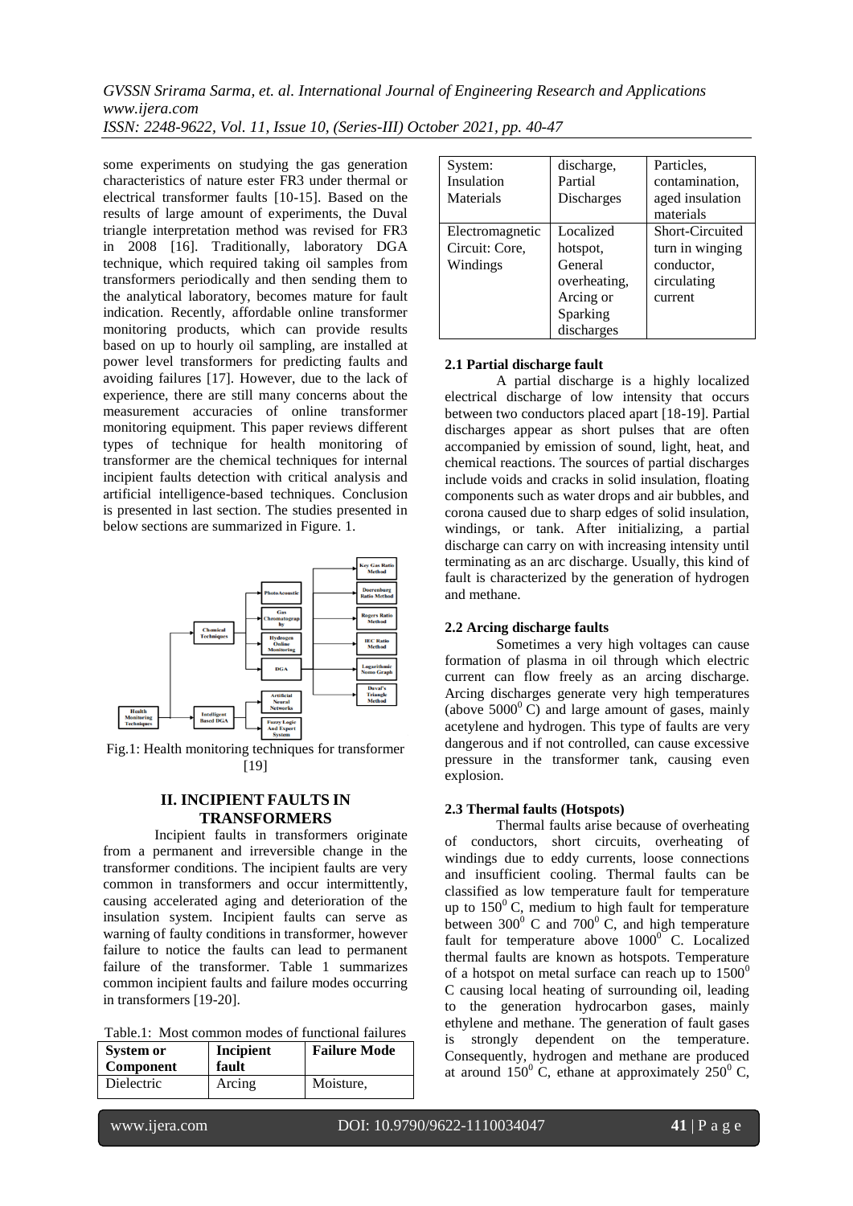some experiments on studying the gas generation characteristics of nature ester FR3 under thermal or electrical transformer faults [10-15]. Based on the results of large amount of experiments, the Duval triangle interpretation method was revised for FR3 in 2008 [16]. Traditionally, laboratory DGA technique, which required taking oil samples from transformers periodically and then sending them to the analytical laboratory, becomes mature for fault indication. Recently, affordable online transformer monitoring products, which can provide results based on up to hourly oil sampling, are installed at power level transformers for predicting faults and avoiding failures [17]. However, due to the lack of experience, there are still many concerns about the measurement accuracies of online transformer monitoring equipment. This paper reviews different types of technique for health monitoring of transformer are the chemical techniques for internal incipient faults detection with critical analysis and artificial intelligence-based techniques. Conclusion is presented in last section. The studies presented in below sections are summarized in Figure. 1.

Fig.1: Health monitoring techniques for transformer [19]

## II. INCIPIENT FAULTS IN TRANSFORMERS

Incipient faults in transformers originate from a permanent and irreversible change in the transformer conditions. The incipient faults are very common in transformers and occur intermittently, causing accelerated aging and deterioration of the insulation system. Incipient faults can serve as warning of faulty conditions in transformer, however failure to notice the faults can lead to permanent failure of the transformer. Table 1 summarizes common incipient faults and failure modes occurring in transformers [19-20].

Table.1: Most common modes of functional failures

| System or Component | Incipient fault | Failure Mode |
|---|---|---|
| Dielectric System: Insulation Materials | Arcing discharge, Partial Discharges | Moisture, Particles, contamination, aged insulation materials |
| Electromagnetic Circuit: Core, Windings | Localized hotspot, General overheating, Arcing or Sparking discharges | Short-Circuited turn in winging conductor, circulating current |

### 2.1 Partial discharge fault

A partial discharge is a highly localized electrical discharge of low intensity that occurs between two conductors placed apart [18-19]. Partial discharges appear as short pulses that are often accompanied by emission of sound, light, heat, and chemical reactions. The sources of partial discharges include voids and cracks in solid insulation, floating components such as water drops and air bubbles, and corona caused due to sharp edges of solid insulation, windings, or tank. After initializing, a partial discharge can carry on with increasing intensity until terminating as an arc discharge. Usually, this kind of fault is characterized by the generation of hydrogen and methane.

### 2.2 Arcing discharge faults

Sometimes a very high voltages can cause formation of plasma in oil through which electric current can flow freely as an arcing discharge. Arcing discharges generate very high temperatures (above $5000^0$ C) and large amount of gases, mainly acetylene and hydrogen. This type of faults are very dangerous and if not controlled, can cause excessive pressure in the transformer tank, causing even explosion.

### 2.3 Thermal faults (Hotspots)

Thermal faults arise because of overheating of conductors, short circuits, overheating of windings due to eddy currents, loose connections and insufficient cooling. Thermal faults can be classified as low temperature fault for temperature up to $150^0$ C, medium to high fault for temperature between $300^0$ C and $700^0$ C, and high temperature fault for temperature above $1000^0$ C. Localized thermal faults are known as hotspots. Temperature of a hotspot on metal surface can reach up to $1500^0$ C causing local heating of surrounding oil, leading to the generation hydrocarbon gases, mainly ethylene and methane. The generation of fault gases is strongly dependent on the temperature. Consequently, hydrogen and methane are produced at around $150^0$ C, ethane at approximately $250^0$ C,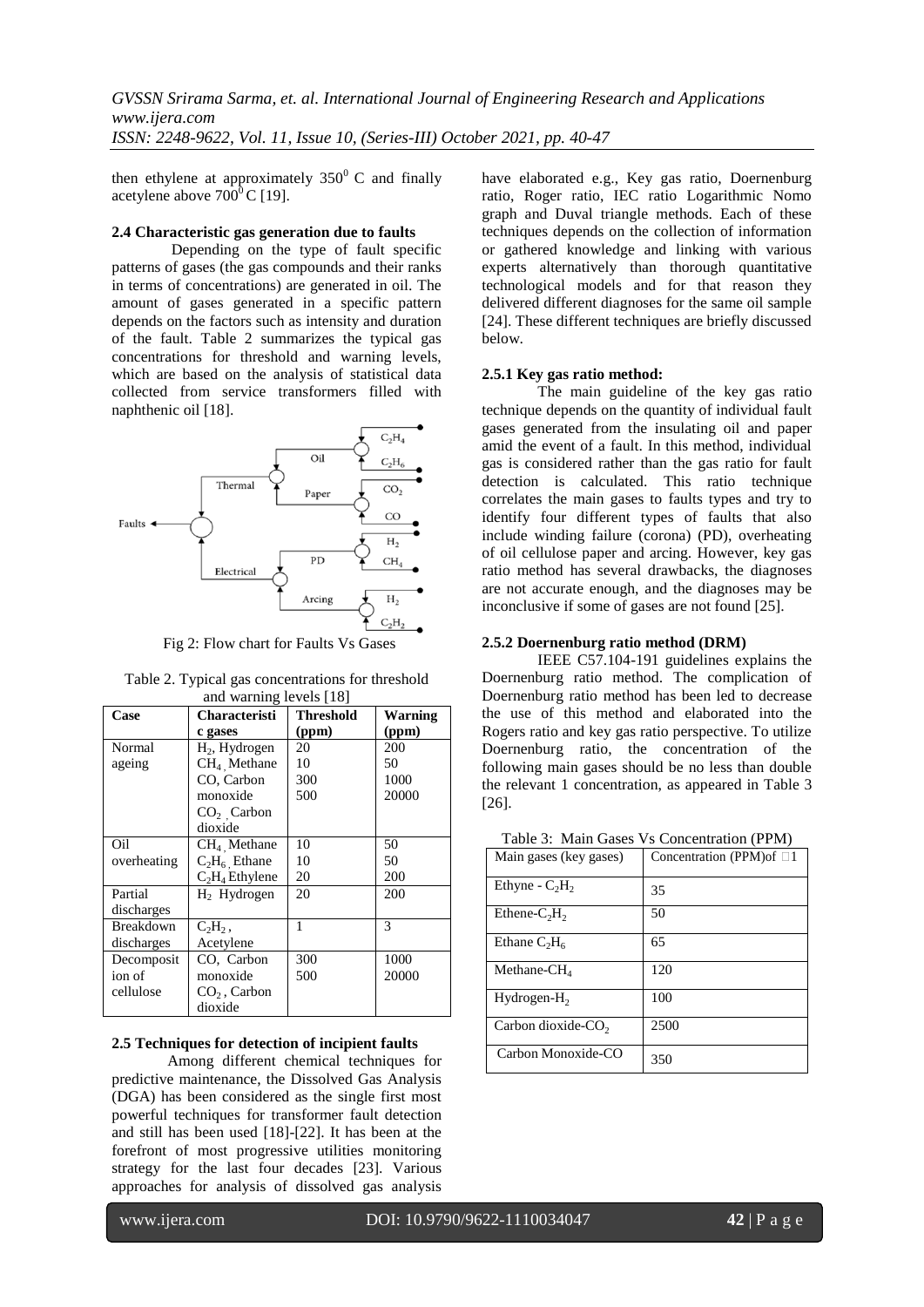then ethylene at approximately $350^0$ C and finally acetylene above $700^0$ C [19].

### 2.4 Characteristic gas generation due to faults

Depending on the type of fault specific patterns of gases (the gas compounds and their ranks in terms of concentrations) are generated in oil. The amount of gases generated in a specific pattern depends on the factors such as intensity and duration of the fault. Table 2 summarizes the typical gas concentrations for threshold and warning levels, which are based on the analysis of statistical data collected from service transformers filled with naphthenic oil [18].

Fig 2: Flow chart for Faults Vs Gases

Table 2. Typical gas concentrations for threshold and warning levels [18]

| Case | Characteristic gases | Threshold (ppm) | Warning (ppm) |
|---|---|---|---|
| Normal ageing | $H_2$, Hydrogen<br>$CH_4$, Methane<br>CO, Carbon monoxide<br>$CO_2$, Carbon dioxide | 20<br>10<br>300<br>500 | 200<br>50<br>1000<br>20000 |
| Oil overheating | $CH_4$, Methane<br>$C_2H_6$, Ethane<br>$C_2H_4$ Ethylene | 10<br>10<br>20 | 50<br>50<br>200 |
| Partial discharges | $H_2$ Hydrogen | 20 | 200 |
| Breakdown discharges | $C_2H_2$, Acetylene | 1 | 3 |
| Decomposition of cellulose | CO, Carbon monoxide<br>$CO_2$, Carbon dioxide | 300<br>500 | 1000<br>20000 |

### 2.5 Techniques for detection of incipient faults

Among different chemical techniques for predictive maintenance, the Dissolved Gas Analysis (DGA) has been considered as the single first most powerful techniques for transformer fault detection and still has been used [18]-[22]. It has been at the forefront of most progressive utilities monitoring strategy for the last four decades [23]. Various approaches for analysis of dissolved gas analysis have elaborated e.g., Key gas ratio, Doernenburg ratio, Roger ratio, IEC ratio Logarithmic Nomo graph and Duval triangle methods. Each of these techniques depends on the collection of information or gathered knowledge and linking with various experts alternatively than thorough quantitative technological models and for that reason they delivered different diagnoses for the same oil sample [24]. These different techniques are briefly discussed below.

#### 2.5.1 Key gas ratio method:

The main guideline of the key gas ratio technique depends on the quantity of individual fault gases generated from the insulating oil and paper amid the event of a fault. In this method, individual gas is considered rather than the gas ratio for fault detection is calculated. This ratio technique correlates the main gases to faults types and try to identify four different types of faults that also include winding failure (corona) (PD), overheating of oil cellulose paper and arcing. However, key gas ratio method has several drawbacks, the diagnoses are not accurate enough, and the diagnoses may be inconclusive if some of gases are not found [25].

#### 2.5.2 Doernenburg ratio method (DRM)

IEEE C57.104-191 guidelines explains the Doernenburg ratio method. The complication of Doernenburg ratio method has been led to decrease the use of this method and elaborated into the Rogers ratio and key gas ratio perspective. To utilize Doernenburg ratio, the concentration of the following main gases should be no less than double the relevant 1 concentration, as appeared in Table 3 [26].

Table 3: Main Gases Vs Concentration (PPM)

| Main gases (key gases) | Concentration (PPM)of □1 |
|---|---|
| Ethyne - $C_2H_2$ | 35 |
| Ethene-$C_2H_2$ | 50 |
| Ethane $C_2H_6$ | 65 |
| Methane-$CH_4$ | 120 |
| Hydrogen-$H_2$ | 100 |
| Carbon dioxide-$CO_2$ | 2500 |
| Carbon Monoxide-CO | 350 |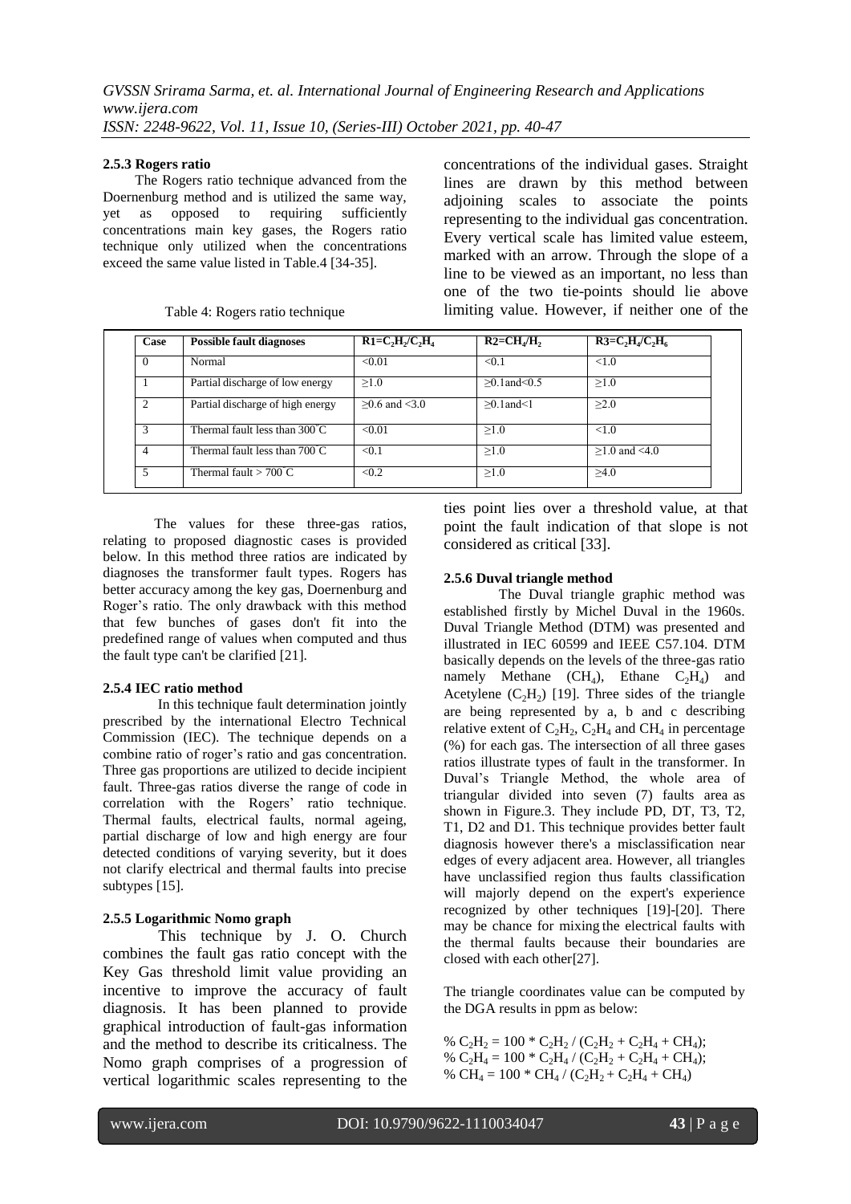#### 2.5.3 Rogers ratio

The Rogers ratio technique advanced from the Doernenburg method and is utilized the same way, yet as opposed to requiring sufficiently concentrations main key gases, the Rogers ratio technique only utilized when the concentrations exceed the same value listed in Table.4 [34-35].

Table 4: Rogers ratio technique

| Case | Possible fault diagnoses | $R1=C_2H_2/C_2H_4$ | $R2=CH_4/H_2$ | $R3=C_2H_4/C_2H_6$ |
|---|---|---|---|---|
| 0 | Normal | <0.01 | <0.1 | <1.0 |
| 1 | Partial discharge of low energy | ≥1.0 | ≥0.1and<0.5 | ≥1.0 |
| 2 | Partial discharge of high energy | ≥0.6 and <3.0 | ≥0.1and<1 | ≥2.0 |
| 3 | Thermal fault less than 300°C | <0.01 | ≥1.0 | <1.0 |
| 4 | Thermal fault less than 700°C | <0.1 | ≥1.0 | ≥1.0 and <4.0 |
| 5 | Thermal fault > 700°C | <0.2 | ≥1.0 | ≥4.0 |

The values for these three-gas ratios, relating to proposed diagnostic cases is provided below. In this method three ratios are indicated by diagnoses the transformer fault types. Rogers has better accuracy among the key gas, Doernenburg and Roger's ratio. The only drawback with this method that few bunches of gases don't fit into the predefined range of values when computed and thus the fault type can't be clarified [21].

#### 2.5.4 IEC ratio method

In this technique fault determination jointly prescribed by the international Electro Technical Commission (IEC). The technique depends on a combine ratio of roger's ratio and gas concentration. Three gas proportions are utilized to decide incipient fault. Three-gas ratios diverse the range of code in correlation with the Rogers' ratio technique. Thermal faults, electrical faults, normal ageing, partial discharge of low and high energy are four detected conditions of varying severity, but it does not clarify electrical and thermal faults into precise subtypes [15].

#### 2.5.5 Logarithmic Nomo graph

This technique by J. O. Church combines the fault gas ratio concept with the Key Gas threshold limit value providing an incentive to improve the accuracy of fault diagnosis. It has been planned to provide graphical introduction of fault-gas information and the method to describe its criticalness. The Nomo graph comprises of a progression of vertical logarithmic scales representing to the concentrations of the individual gases. Straight lines are drawn by this method between adjoining scales to associate the points representing to the individual gas concentration. Every vertical scale has limited value esteem, marked with an arrow. Through the slope of a line to be viewed as an important, no less than one of the two tie-points should lie above limiting value. However, if neither one of the ties point lies over a threshold value, at that point the fault indication of that slope is not considered as critical [33].

#### 2.5.6 Duval triangle method

The Duval triangle graphic method was established firstly by Michel Duval in the 1960s. Duval Triangle Method (DTM) was presented and illustrated in IEC 60599 and IEEE C57.104. DTM basically depends on the levels of the three-gas ratio namely Methane ($CH_4$), Ethane $C_2H_4$) and Acetylene ($C_2H_2$) [19]. Three sides of the triangle are being represented by a, b and c describing relative extent of $C_2H_2$, $C_2H_4$ and $CH_4$ in percentage (%) for each gas. The intersection of all three gases ratios illustrate types of fault in the transformer. In Duval's Triangle Method, the whole area of triangular divided into seven (7) faults area as shown in Figure.3. They include PD, DT, T3, T2, T1, D2 and D1. This technique provides better fault diagnosis however there's a misclassification near edges of every adjacent area. However, all triangles have unclassified region thus faults classification will majorly depend on the expert's experience recognized by other techniques [19]-[20]. There may be chance for mixing the electrical faults with the thermal faults because their boundaries are closed with each other[27].

The triangle coordinates value can be computed by the DGA results in ppm as below:

$\% C_2H_2 = 100 * C_2H_2 / (C_2H_2 + C_2H_4 + CH_4)$;
$\% C_2H_4 = 100 * C_2H_4 / (C_2H_2 + C_2H_4 + CH_4)$;
$\% CH_4 = 100 * CH_4 / (C_2H_2 + C_2H_4 + CH_4)$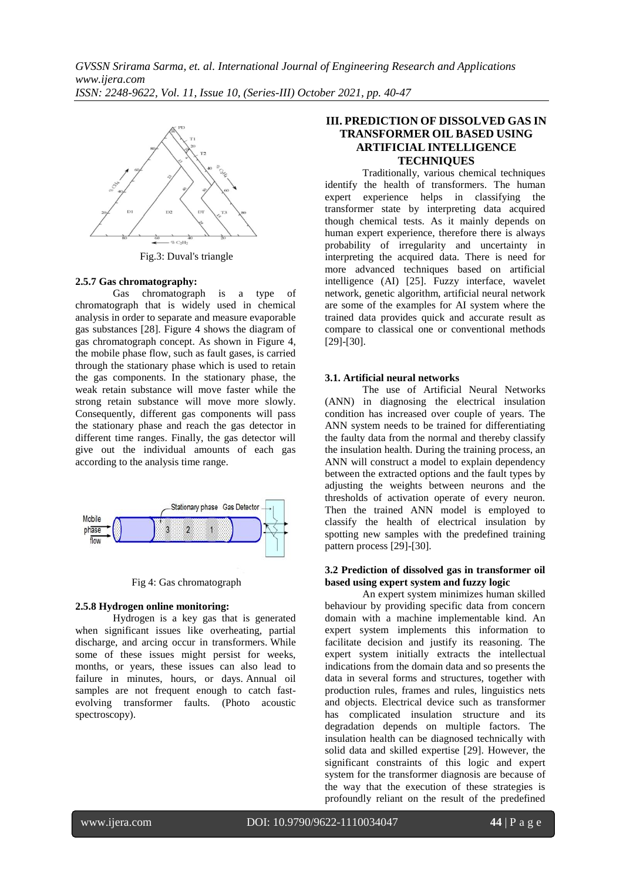Fig.3: Duval's triangle

#### 2.5.7 Gas chromatography:

Gas chromatograph is a type of chromatograph that is widely used in chemical analysis in order to separate and measure evaporable gas substances [28]. Figure 4 shows the diagram of gas chromatograph concept. As shown in Figure 4, the mobile phase flow, such as fault gases, is carried through the stationary phase which is used to retain the gas components. In the stationary phase, the weak retain substance will move faster while the strong retain substance will move more slowly. Consequently, different gas components will pass the stationary phase and reach the gas detector in different time ranges. Finally, the gas detector will give out the individual amounts of each gas according to the analysis time range.

Fig 4: Gas chromatograph

#### 2.5.8 Hydrogen online monitoring:

Hydrogen is a key gas that is generated when significant issues like overheating, partial discharge, and arcing occur in transformers. While some of these issues might persist for weeks, months, or years, these issues can also lead to failure in minutes, hours, or days. Annual oil samples are not frequent enough to catch fast-evolving transformer faults. (Photo acoustic spectroscopy).

## III. PREDICTION OF DISSOLVED GAS IN TRANSFORMER OIL BASED USING ARTIFICIAL INTELLIGENCE TECHNIQUES

Traditionally, various chemical techniques identify the health of transformers. The human expert experience helps in classifying the transformer state by interpreting data acquired though chemical tests. As it mainly depends on human expert experience, therefore there is always probability of irregularity and uncertainty in interpreting the acquired data. There is need for more advanced techniques based on artificial intelligence (AI) [25]. Fuzzy interface, wavelet network, genetic algorithm, artificial neural network are some of the examples for AI system where the trained data provides quick and accurate result as compare to classical one or conventional methods [29]-[30].

### 3.1. Artificial neural networks

The use of Artificial Neural Networks (ANN) in diagnosing the electrical insulation condition has increased over couple of years. The ANN system needs to be trained for differentiating the faulty data from the normal and thereby classify the insulation health. During the training process, an ANN will construct a model to explain dependency between the extracted options and the fault types by adjusting the weights between neurons and the thresholds of activation operate of every neuron. Then the trained ANN model is employed to classify the health of electrical insulation by spotting new samples with the predefined training pattern process [29]-[30].

### 3.2 Prediction of dissolved gas in transformer oil based using expert system and fuzzy logic

An expert system minimizes human skilled behaviour by providing specific data from concern domain with a machine implementable kind. An expert system implements this information to facilitate decision and justify its reasoning. The expert system initially extracts the intellectual indications from the domain data and so presents the data in several forms and structures, together with production rules, frames and rules, linguistics nets and objects. Electrical device such as transformer has complicated insulation structure and its degradation depends on multiple factors. The insulation health can be diagnosed technically with solid data and skilled expertise [29]. However, the significant constraints of this logic and expert system for the transformer diagnosis are because of the way that the execution of these strategies is profoundly reliant on the result of the predefined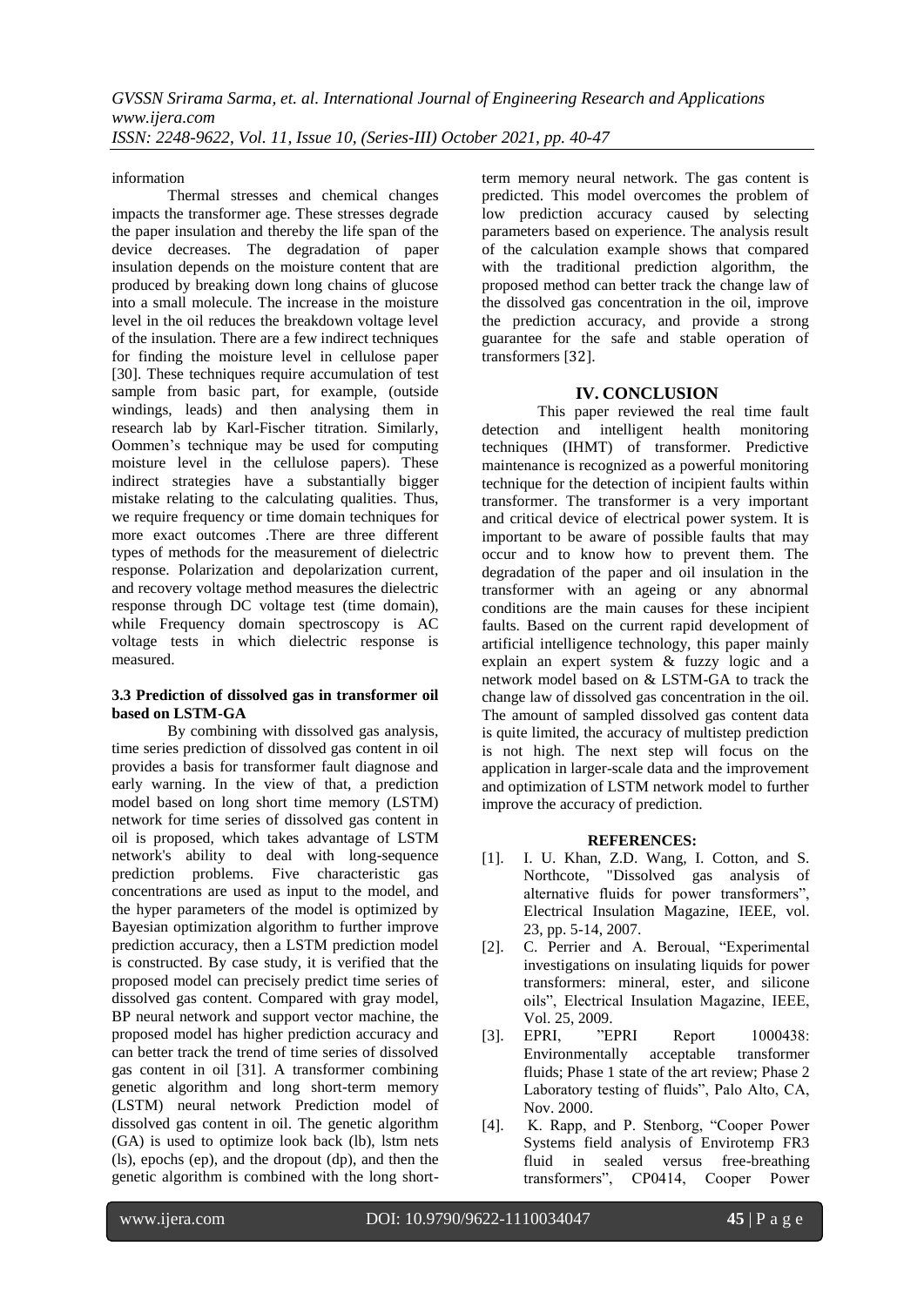information

Thermal stresses and chemical changes impacts the transformer age. These stresses degrade the paper insulation and thereby the life span of the device decreases. The degradation of paper insulation depends on the moisture content that are produced by breaking down long chains of glucose into a small molecule. The increase in the moisture level in the oil reduces the breakdown voltage level of the insulation. There are a few indirect techniques for finding the moisture level in cellulose paper [30]. These techniques require accumulation of test sample from basic part, for example, (outside windings, leads) and then analysing them in research lab by Karl-Fischer titration. Similarly, Oommen's technique may be used for computing moisture level in the cellulose papers). These indirect strategies have a substantially bigger mistake relating to the calculating qualities. Thus, we require frequency or time domain techniques for more exact outcomes .There are three different types of methods for the measurement of dielectric response. Polarization and depolarization current, and recovery voltage method measures the dielectric response through DC voltage test (time domain), while Frequency domain spectroscopy is AC voltage tests in which dielectric response is measured.

### 3.3 Prediction of dissolved gas in transformer oil based on LSTM-GA

By combining with dissolved gas analysis, time series prediction of dissolved gas content in oil provides a basis for transformer fault diagnose and early warning. In the view of that, a prediction model based on long short time memory (LSTM) network for time series of dissolved gas content in oil is proposed, which takes advantage of LSTM network's ability to deal with long-sequence prediction problems. Five characteristic gas concentrations are used as input to the model, and the hyper parameters of the model is optimized by Bayesian optimization algorithm to further improve prediction accuracy, then a LSTM prediction model is constructed. By case study, it is verified that the proposed model can precisely predict time series of dissolved gas content. Compared with gray model, BP neural network and support vector machine, the proposed model has higher prediction accuracy and can better track the trend of time series of dissolved gas content in oil [31]. A transformer combining genetic algorithm and long short-term memory (LSTM) neural network Prediction model of dissolved gas content in oil. The genetic algorithm (GA) is used to optimize look back (lb), lstm nets (ls), epochs (ep), and the dropout (dp), and then the genetic algorithm is combined with the long short-term memory neural network. The gas content is predicted. This model overcomes the problem of low prediction accuracy caused by selecting parameters based on experience. The analysis result of the calculation example shows that compared with the traditional prediction algorithm, the proposed method can better track the change law of the dissolved gas concentration in the oil, improve the prediction accuracy, and provide a strong guarantee for the safe and stable operation of transformers [32].

## IV. CONCLUSION

This paper reviewed the real time fault detection and intelligent health monitoring techniques (IHMT) of transformer. Predictive maintenance is recognized as a powerful monitoring technique for the detection of incipient faults within transformer. The transformer is a very important and critical device of electrical power system. It is important to be aware of possible faults that may occur and to know how to prevent them. The degradation of the paper and oil insulation in the transformer with an ageing or any abnormal conditions are the main causes for these incipient faults. Based on the current rapid development of artificial intelligence technology, this paper mainly explain an expert system & fuzzy logic and a network model based on & LSTM-GA to track the change law of dissolved gas concentration in the oil. The amount of sampled dissolved gas content data is quite limited, the accuracy of multistep prediction is not high. The next step will focus on the application in larger-scale data and the improvement and optimization of LSTM network model to further improve the accuracy of prediction.

## REFERENCES:

[1]. I. U. Khan, Z.D. Wang, I. Cotton, and S. Northcote, "Dissolved gas analysis of alternative fluids for power transformers", Electrical Insulation Magazine, IEEE, vol. 23, pp. 5-14, 2007.

[2]. C. Perrier and A. Beroual, "Experimental investigations on insulating liquids for power transformers: mineral, ester, and silicone oils", Electrical Insulation Magazine, IEEE, Vol. 25, 2009.

[3]. EPRI, "EPRI Report 1000438: Environmentally acceptable transformer fluids; Phase 1 state of the art review; Phase 2 Laboratory testing of fluids", Palo Alto, CA, Nov. 2000.

[4]. K. Rapp, and P. Stenborg, "Cooper Power Systems field analysis of Envirotemp FR3 fluid in sealed versus free-breathing transformers", CP0414, Cooper Power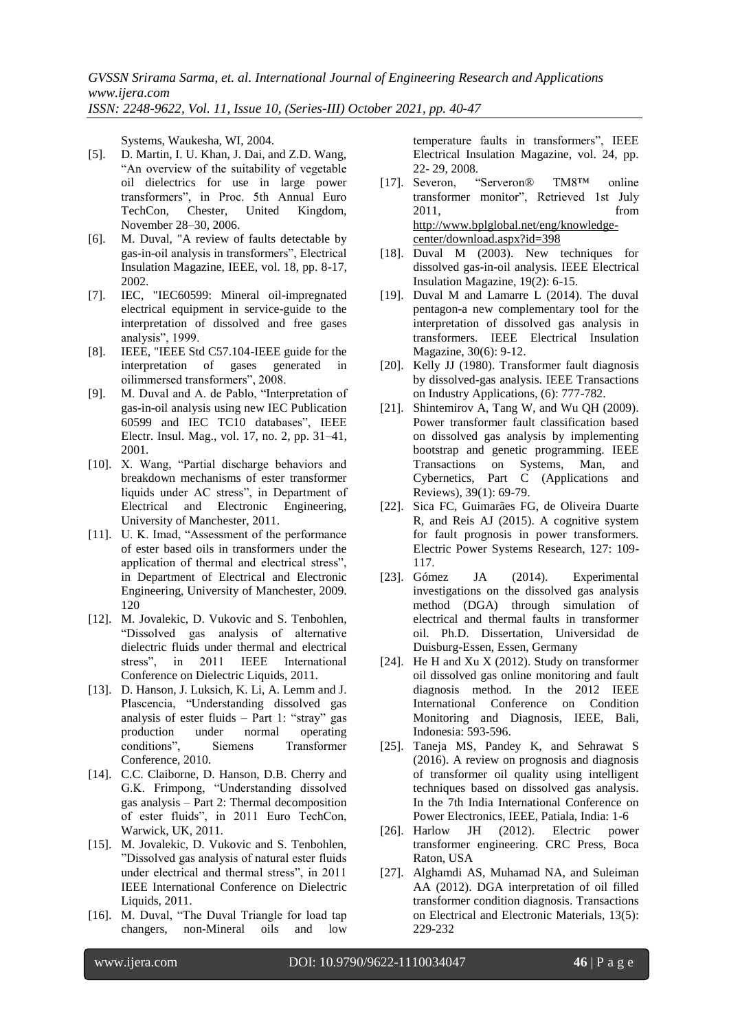Systems, Waukesha, WI, 2004.

[5]. D. Martin, I. U. Khan, J. Dai, and Z.D. Wang, "An overview of the suitability of vegetable oil dielectrics for use in large power transformers", in Proc. 5th Annual Euro TechCon, Chester, United Kingdom, November 28–30, 2006.

[6]. M. Duval, "A review of faults detectable by gas-in-oil analysis in transformers", Electrical Insulation Magazine, IEEE, vol. 18, pp. 8-17, 2002.

[7]. IEC, "IEC60599: Mineral oil-impregnated electrical equipment in service-guide to the interpretation of dissolved and free gases analysis", 1999.

[8]. IEEE, "IEEE Std C57.104-IEEE guide for the interpretation of gases generated in oilimmersed transformers", 2008.

[9]. M. Duval and A. de Pablo, "Interpretation of gas-in-oil analysis using new IEC Publication 60599 and IEC TC10 databases", IEEE Electr. Insul. Mag., vol. 17, no. 2, pp. 31–41, 2001.

[10]. X. Wang, "Partial discharge behaviors and breakdown mechanisms of ester transformer liquids under AC stress", in Department of Electrical and Electronic Engineering, University of Manchester, 2011.

[11]. U. K. Imad, "Assessment of the performance of ester based oils in transformers under the application of thermal and electrical stress", in Department of Electrical and Electronic Engineering, University of Manchester, 2009. 120

[12]. M. Jovalekic, D. Vukovic and S. Tenbohlen, "Dissolved gas analysis of alternative dielectric fluids under thermal and electrical stress", in 2011 IEEE International Conference on Dielectric Liquids, 2011.

[13]. D. Hanson, J. Luksich, K. Li, A. Lemm and J. Plascencia, "Understanding dissolved gas analysis of ester fluids – Part 1: "stray" gas production under normal operating conditions", Siemens Transformer Conference, 2010.

[14]. C.C. Claiborne, D. Hanson, D.B. Cherry and G.K. Frimpong, "Understanding dissolved gas analysis – Part 2: Thermal decomposition of ester fluids", in 2011 Euro TechCon, Warwick, UK, 2011.

[15]. M. Jovalekic, D. Vukovic and S. Tenbohlen, "Dissolved gas analysis of natural ester fluids under electrical and thermal stress", in 2011 IEEE International Conference on Dielectric Liquids, 2011.

[16]. M. Duval, "The Duval Triangle for load tap changers, non-Mineral oils and low temperature faults in transformers", IEEE Electrical Insulation Magazine, vol. 24, pp. 22- 29, 2008.

[17]. Severon, "Serveron® TM8™ online transformer monitor", Retrieved 1st July 2011, from http://www.bplglobal.net/eng/knowledge-center/download.aspx?id=398

[18]. Duval M (2003). New techniques for dissolved gas-in-oil analysis. IEEE Electrical Insulation Magazine, 19(2): 6-15.

[19]. Duval M and Lamarre L (2014). The duval pentagon-a new complementary tool for the interpretation of dissolved gas analysis in transformers. IEEE Electrical Insulation Magazine, 30(6): 9-12.

[20]. Kelly JJ (1980). Transformer fault diagnosis by dissolved-gas analysis. IEEE Transactions on Industry Applications, (6): 777-782.

[21]. Shintemirov A, Tang W, and Wu QH (2009). Power transformer fault classification based on dissolved gas analysis by implementing bootstrap and genetic programming. IEEE Transactions on Systems, Man, and Cybernetics, Part C (Applications and Reviews), 39(1): 69-79.

[22]. Sica FC, Guimarães FG, de Oliveira Duarte R, and Reis AJ (2015). A cognitive system for fault prognosis in power transformers. Electric Power Systems Research, 127: 109-117.

[23]. Gómez JA (2014). Experimental investigations on the dissolved gas analysis method (DGA) through simulation of electrical and thermal faults in transformer oil. Ph.D. Dissertation, Universidad de Duisburg-Essen, Essen, Germany

[24]. He H and Xu X (2012). Study on transformer oil dissolved gas online monitoring and fault diagnosis method. In the 2012 IEEE International Conference on Condition Monitoring and Diagnosis, IEEE, Bali, Indonesia: 593-596.

[25]. Taneja MS, Pandey K, and Sehrawat S (2016). A review on prognosis and diagnosis of transformer oil quality using intelligent techniques based on dissolved gas analysis. In the 7th India International Conference on Power Electronics, IEEE, Patiala, India: 1-6

[26]. Harlow JH (2012). Electric power transformer engineering. CRC Press, Boca Raton, USA

[27]. Alghamdi AS, Muhamad NA, and Suleiman AA (2012). DGA interpretation of oil filled transformer condition diagnosis. Transactions on Electrical and Electronic Materials, 13(5): 229-232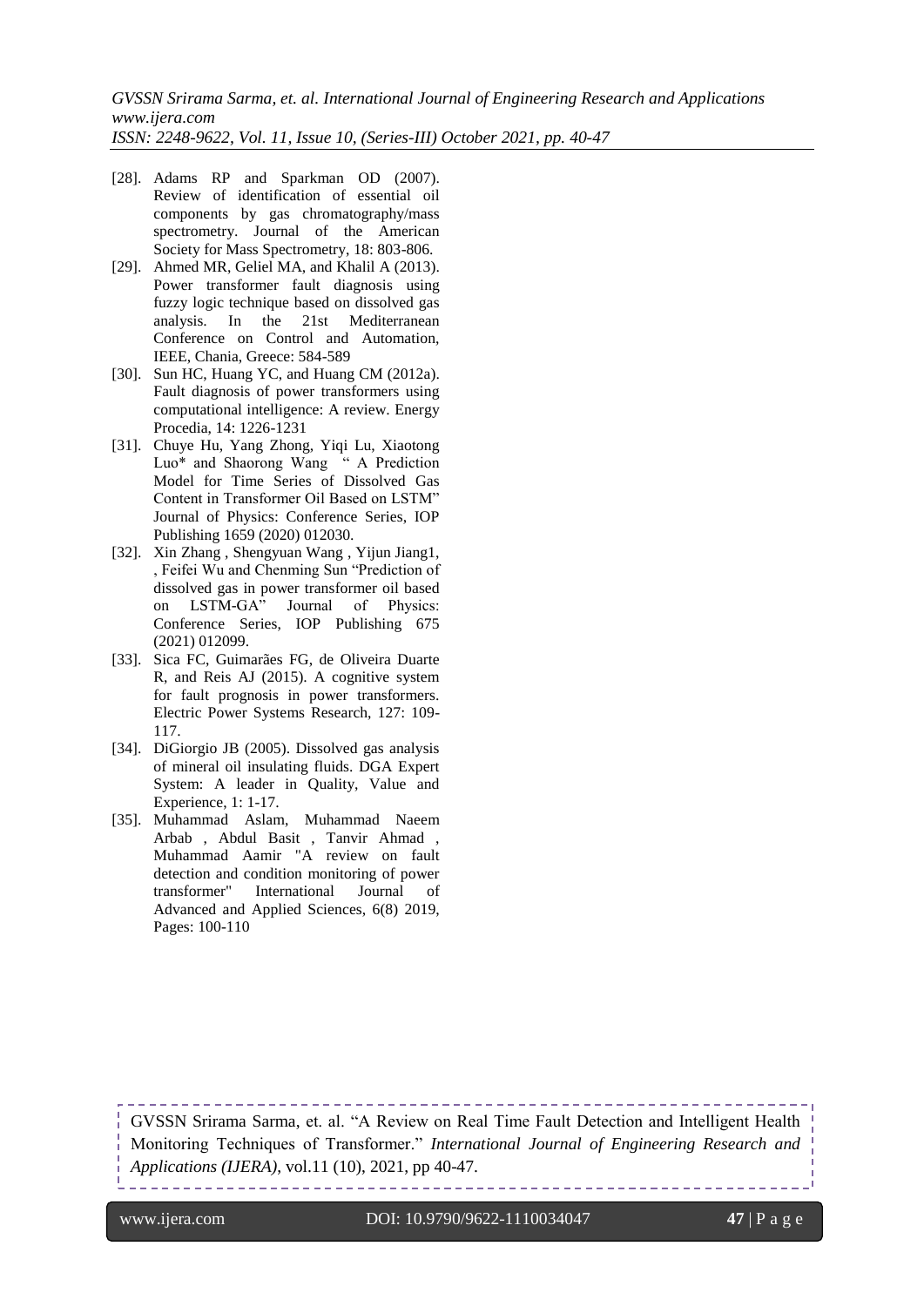[28]. Adams RP and Sparkman OD (2007). Review of identification of essential oil components by gas chromatography/mass spectrometry. Journal of the American Society for Mass Spectrometry, 18: 803-806.

[29]. Ahmed MR, Geliel MA, and Khalil A (2013). Power transformer fault diagnosis using fuzzy logic technique based on dissolved gas analysis. In the 21st Mediterranean Conference on Control and Automation, IEEE, Chania, Greece: 584-589

[30]. Sun HC, Huang YC, and Huang CM (2012a). Fault diagnosis of power transformers using computational intelligence: A review. Energy Procedia, 14: 1226-1231

[31]. Chuye Hu, Yang Zhong, Yiqi Lu, Xiaotong Luo* and Shaorong Wang " A Prediction Model for Time Series of Dissolved Gas Content in Transformer Oil Based on LSTM" Journal of Physics: Conference Series, IOP Publishing 1659 (2020) 012030.

[32]. Xin Zhang , Shengyuan Wang , Yijun Jiang1, , Feifei Wu and Chenming Sun "Prediction of dissolved gas in power transformer oil based on LSTM-GA" Journal of Physics: Conference Series, IOP Publishing 675 (2021) 012099.

[33]. Sica FC, Guimarães FG, de Oliveira Duarte R, and Reis AJ (2015). A cognitive system for fault prognosis in power transformers. Electric Power Systems Research, 127: 109-117.

[34]. DiGiorgio JB (2005). Dissolved gas analysis of mineral oil insulating fluids. DGA Expert System: A leader in Quality, Value and Experience, 1: 1-17.

[35]. Muhammad Aslam, Muhammad Naeem Arbab , Abdul Basit , Tanvir Ahmad , Muhammad Aamir "A review on fault detection and condition monitoring of power transformer" International Journal of Advanced and Applied Sciences, 6(8) 2019, Pages: 100-110

GVSSN Srirama Sarma, et. al. "A Review on Real Time Fault Detection and Intelligent Health Monitoring Techniques of Transformer." *International Journal of Engineering Research and Applications (IJERA)*, vol.11 (10), 2021, pp 40-47.